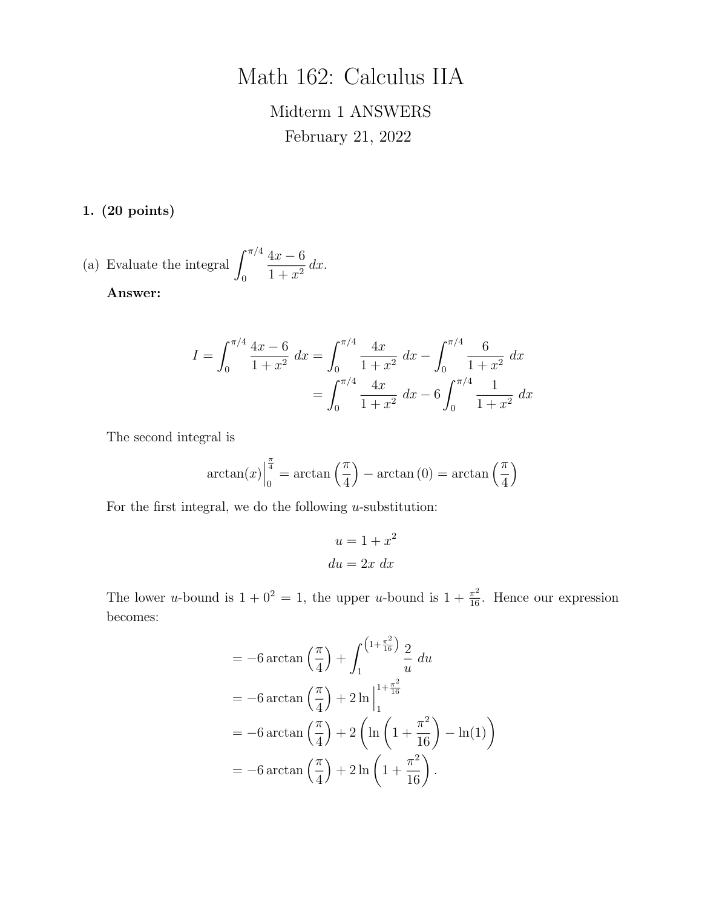# Math 162: Calculus IIA

Midterm 1 ANSWERS

February 21, 2022

**1. (20 points)**

(a) Evaluate the integral $\displaystyle\int_0^{\pi/4} \frac{4x-6}{1+x^2}\,dx$.

**Answer:**

$$
\begin{aligned}
I = \int_0^{\pi/4} \frac{4x-6}{1+x^2}\,dx &= \int_0^{\pi/4} \frac{4x}{1+x^2}\,dx - \int_0^{\pi/4} \frac{6}{1+x^2}\,dx \\
&= \int_0^{\pi/4} \frac{4x}{1+x^2}\,dx - 6\int_0^{\pi/4} \frac{1}{1+x^2}\,dx
\end{aligned}
$$

The second integral is

$$
\arctan(x)\Big|_0^{\frac{\pi}{4}} = \arctan\left(\frac{\pi}{4}\right) - \arctan(0) = \arctan\left(\frac{\pi}{4}\right)
$$

For the first integral, we do the following $u$-substitution:

$$
\begin{aligned}
u &= 1+x^2 \\
du &= 2x\,dx
\end{aligned}
$$

The lower $u$-bound is $1+0^2=1$, the upper $u$-bound is $1+\frac{\pi^2}{16}$. Hence our expression becomes:

$$
\begin{aligned}
&= -6\arctan\left(\frac{\pi}{4}\right) + \int_1^{\left(1+\frac{\pi^2}{16}\right)} \frac{2}{u}\,du \\
&= -6\arctan\left(\frac{\pi}{4}\right) + 2\ln\Big|_1^{1+\frac{\pi^2}{16}} \\
&= -6\arctan\left(\frac{\pi}{4}\right) + 2\left(\ln\left(1+\frac{\pi^2}{16}\right) - \ln(1)\right) \\
&= -6\arctan\left(\frac{\pi}{4}\right) + 2\ln\left(1+\frac{\pi^2}{16}\right).
\end{aligned}
$$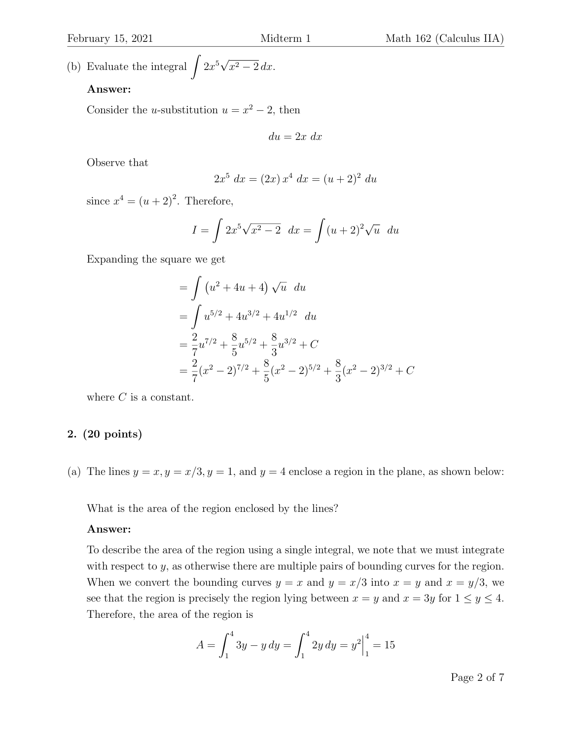(b) Evaluate the integral $\int 2x^5\sqrt{x^2-2}\,dx$.

**Answer:**

Consider the $u$-substitution $u = x^2 - 2$, then

$$du = 2x\ dx$$

Observe that

$$2x^5\ dx = (2x)\,x^4\ dx = (u+2)^2\ du$$

since $x^4 = (u+2)^2$. Therefore,

$$I = \int 2x^5\sqrt{x^2-2}\ \ dx = \int (u+2)^2\sqrt{u}\ \ du$$

Expanding the square we get

$$\begin{aligned}
&= \int \left(u^2 + 4u + 4\right)\sqrt{u}\ \ du \\
&= \int u^{5/2} + 4u^{3/2} + 4u^{1/2}\ \ du \\
&= \frac{2}{7}u^{7/2} + \frac{8}{5}u^{5/2} + \frac{8}{3}u^{3/2} + C \\
&= \frac{2}{7}(x^2-2)^{7/2} + \frac{8}{5}(x^2-2)^{5/2} + \frac{8}{3}(x^2-2)^{3/2} + C
\end{aligned}$$

where $C$ is a constant.

**2. (20 points)**

(a) The lines $y = x, y = x/3, y = 1$, and $y = 4$ enclose a region in the plane, as shown below:

What is the area of the region enclosed by the lines?

**Answer:**

To describe the area of the region using a single integral, we note that we must integrate with respect to $y$, as otherwise there are multiple pairs of bounding curves for the region. When we convert the bounding curves $y = x$ and $y = x/3$ into $x = y$ and $x = y/3$, we see that the region is precisely the region lying between $x = y$ and $x = 3y$ for $1 \leq y \leq 4$. Therefore, the area of the region is

$$A = \int_1^4 3y - y\,dy = \int_1^4 2y\,dy = y^2\Big|_1^4 = 15$$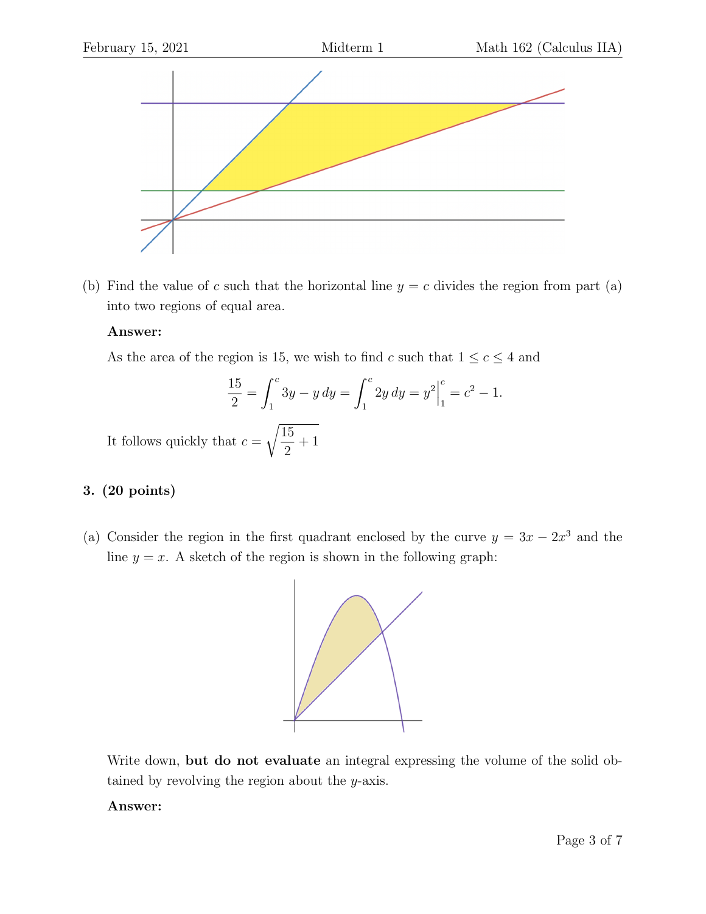(b) Find the value of $c$ such that the horizontal line $y = c$ divides the region from part (a) into two regions of equal area.

**Answer:**

As the area of the region is 15, we wish to find $c$ such that $1 \leq c \leq 4$ and

$$\frac{15}{2} = \int_1^c 3y - y\, dy = \int_1^c 2y\, dy = y^2 \Big|_1^c = c^2 - 1.$$

It follows quickly that $c = \sqrt{\dfrac{15}{2} + 1}$

**3. (20 points)**

(a) Consider the region in the first quadrant enclosed by the curve $y = 3x - 2x^3$ and the line $y = x$. A sketch of the region is shown in the following graph:

Write down, **but do not evaluate** an integral expressing the volume of the solid obtained by revolving the region about the $y$-axis.

**Answer:**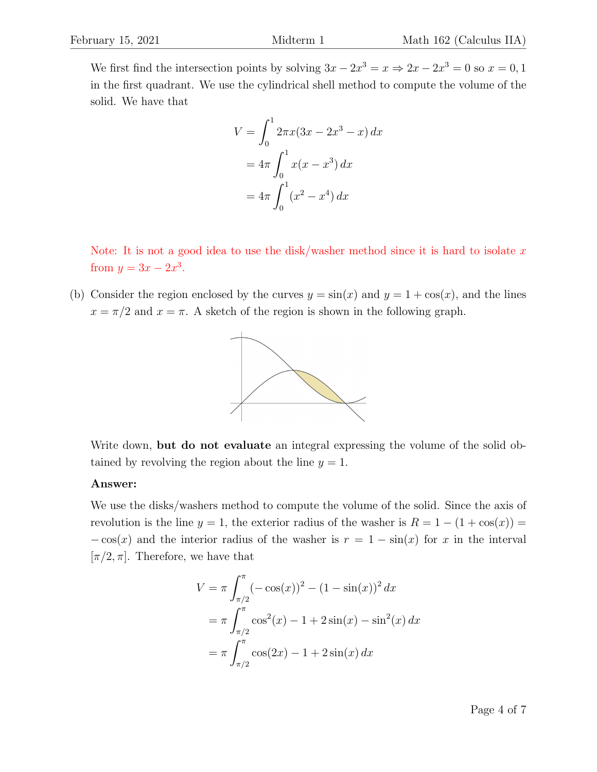We first find the intersection points by solving $3x - 2x^3 = x \Rightarrow 2x - 2x^3 = 0$ so $x = 0, 1$ in the first quadrant. We use the cylindrical shell method to compute the volume of the solid. We have that

$$
\begin{aligned}
V &= \int_0^1 2\pi x(3x - 2x^3 - x)\, dx \\
&= 4\pi \int_0^1 x(x - x^3)\, dx \\
&= 4\pi \int_0^1 (x^2 - x^4)\, dx
\end{aligned}
$$

Note: It is not a good idea to use the disk/washer method since it is hard to isolate $x$ from $y = 3x - 2x^3$.

(b) Consider the region enclosed by the curves $y = \sin(x)$ and $y = 1 + \cos(x)$, and the lines $x = \pi/2$ and $x = \pi$. A sketch of the region is shown in the following graph.

Write down, **but do not evaluate** an integral expressing the volume of the solid obtained by revolving the region about the line $y = 1$.

**Answer:**

We use the disks/washers method to compute the volume of the solid. Since the axis of revolution is the line $y = 1$, the exterior radius of the washer is $R = 1 - (1 + \cos(x)) = -\cos(x)$ and the interior radius of the washer is $r = 1 - \sin(x)$ for $x$ in the interval $[\pi/2, \pi]$. Therefore, we have that

$$
\begin{aligned}
V &= \pi \int_{\pi/2}^{\pi} (-\cos(x))^2 - (1 - \sin(x))^2\, dx \\
&= \pi \int_{\pi/2}^{\pi} \cos^2(x) - 1 + 2\sin(x) - \sin^2(x)\, dx \\
&= \pi \int_{\pi/2}^{\pi} \cos(2x) - 1 + 2\sin(x)\, dx
\end{aligned}
$$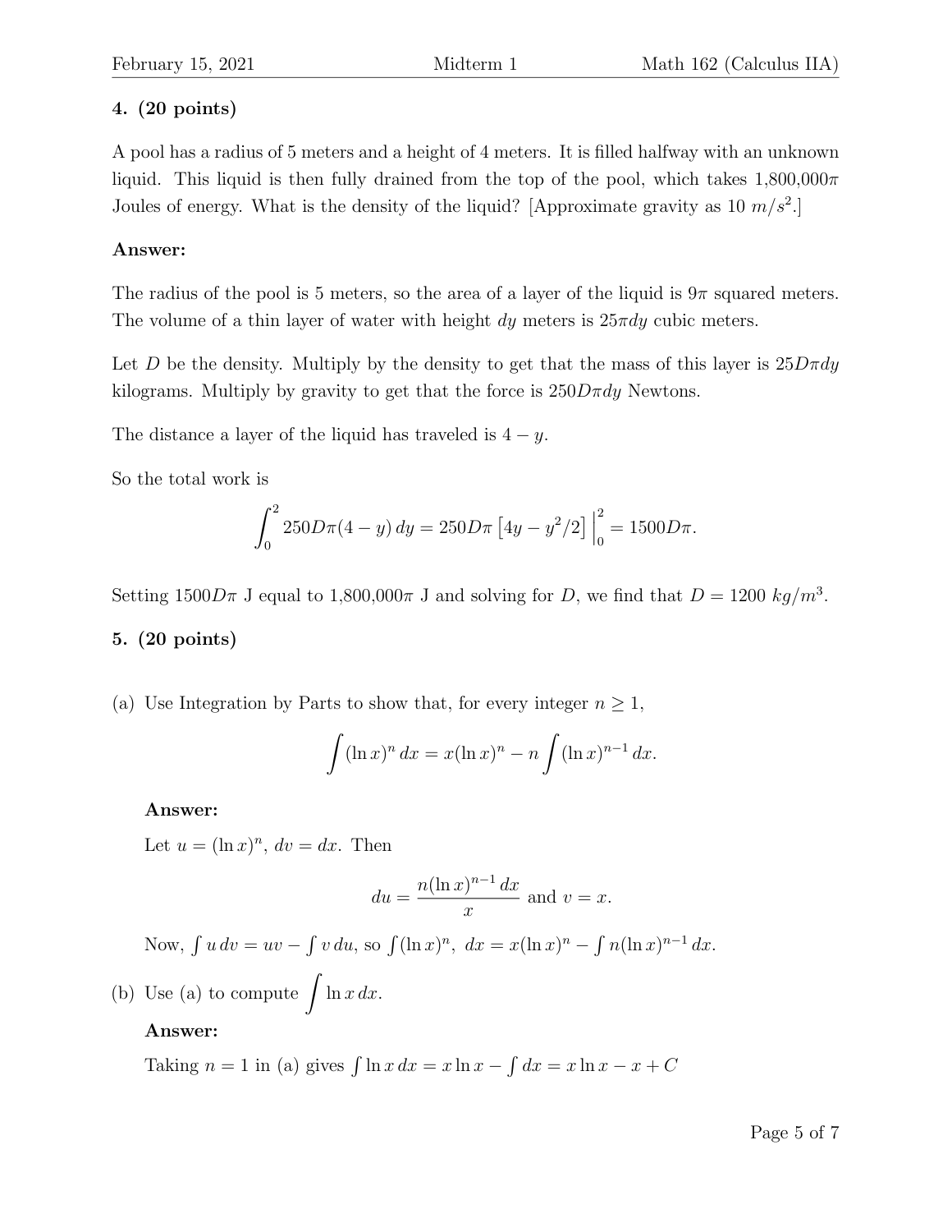**4. (20 points)**

A pool has a radius of 5 meters and a height of 4 meters. It is filled halfway with an unknown liquid. This liquid is then fully drained from the top of the pool, which takes 1,800,000$\pi$ Joules of energy. What is the density of the liquid? [Approximate gravity as 10 $m/s^2$.]

**Answer:**

The radius of the pool is 5 meters, so the area of a layer of the liquid is $9\pi$ squared meters. The volume of a thin layer of water with height $dy$ meters is $25\pi dy$ cubic meters.

Let $D$ be the density. Multiply by the density to get that the mass of this layer is $25D\pi dy$ kilograms. Multiply by gravity to get that the force is $250D\pi dy$ Newtons.

The distance a layer of the liquid has traveled is $4 - y$.

So the total work is

$$\int_0^2 250D\pi(4-y)\,dy = 250D\pi\left[4y - y^2/2\right]\Big|_0^2 = 1500D\pi.$$

Setting $1500D\pi$ J equal to 1,800,000$\pi$ J and solving for $D$, we find that $D = 1200\ kg/m^3$.

**5. (20 points)**

(a) Use Integration by Parts to show that, for every integer $n \geq 1$,

$$\int (\ln x)^n\,dx = x(\ln x)^n - n\int (\ln x)^{n-1}\,dx.$$

**Answer:**

Let $u = (\ln x)^n$, $dv = dx$. Then

$$du = \frac{n(\ln x)^{n-1}\,dx}{x} \text{ and } v = x.$$

Now, $\int u\,dv = uv - \int v\,du$, so $\int(\ln x)^n,\ dx = x(\ln x)^n - \int n(\ln x)^{n-1}\,dx$.

(b) Use (a) to compute $\displaystyle\int \ln x\,dx$.

**Answer:**

Taking $n = 1$ in (a) gives $\int \ln x\,dx = x\ln x - \int dx = x\ln x - x + C$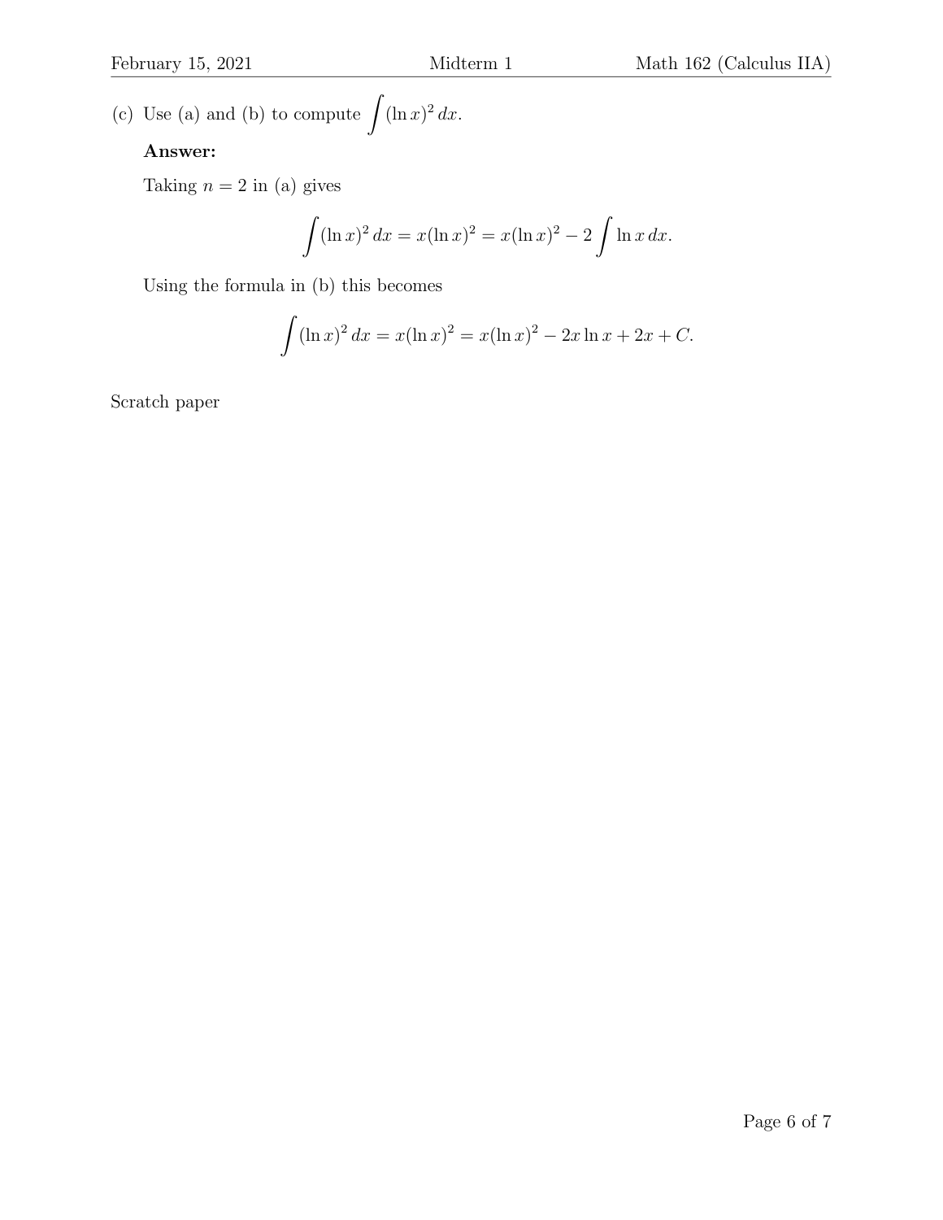(c) Use (a) and (b) to compute $\int (\ln x)^2 \, dx$.

**Answer:**

Taking $n = 2$ in (a) gives

$$\int (\ln x)^2 \, dx = x(\ln x)^2 = x(\ln x)^2 - 2 \int \ln x \, dx.$$

Using the formula in (b) this becomes

$$\int (\ln x)^2 \, dx = x(\ln x)^2 = x(\ln x)^2 - 2x \ln x + 2x + C.$$

Scratch paper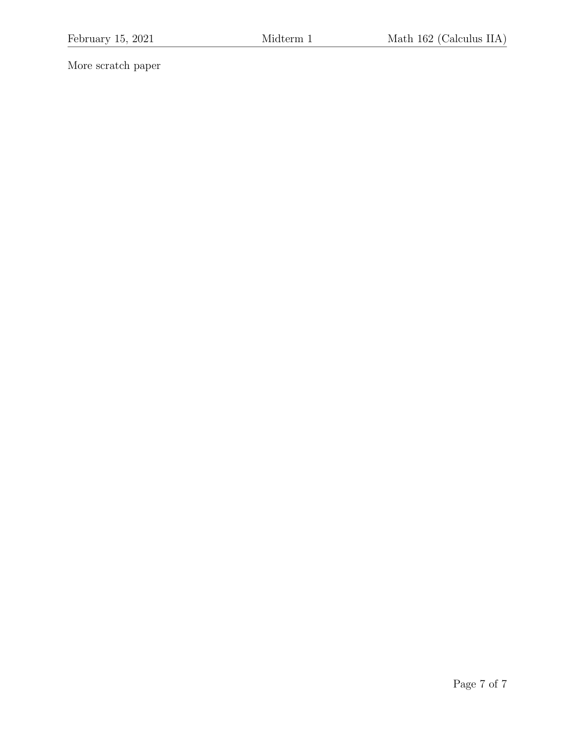More scratch paper